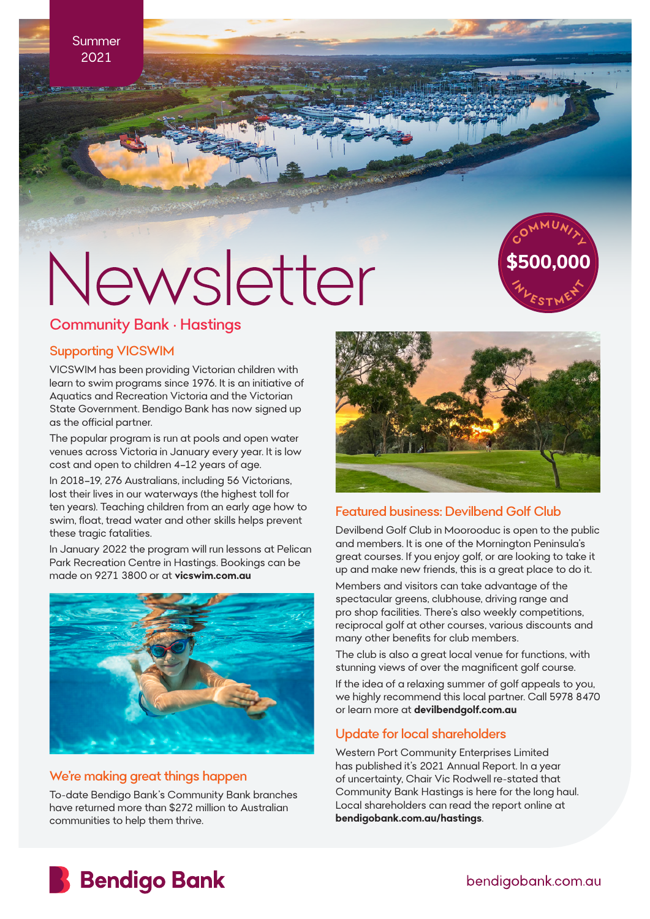Summer 2021

# Newsletter

COMMUNITY $500,000 INVESTMENT

## Community Bank · Hastings

### Supporting VICSWIM

VICSWIM has been providing Victorian children with learn to swim programs since 1976. It is an initiative of Aquatics and Recreation Victoria and the Victorian State Government. Bendigo Bank has now signed up as the official partner.

The popular program is run at pools and open water venues across Victoria in January every year. It is low cost and open to children 4–12 years of age.

In 2018–19, 276 Australians, including 56 Victorians, lost their lives in our waterways (the highest toll for ten years). Teaching children from an early age how to swim, float, tread water and other skills helps prevent these tragic fatalities.

In January 2022 the program will run lessons at Pelican Park Recreation Centre in Hastings. Bookings can be made on 9271 3800 or at **vicswim.com.au**

### We're making great things happen

To-date Bendigo Bank's Community Bank branches have returned more than $272 million to Australian communities to help them thrive.

### Featured business: Devilbend Golf Club

Devilbend Golf Club in Moorooduc is open to the public and members. It is one of the Mornington Peninsula's great courses. If you enjoy golf, or are looking to take it up and make new friends, this is a great place to do it.

Members and visitors can take advantage of the spectacular greens, clubhouse, driving range and pro shop facilities. There's also weekly competitions, reciprocal golf at other courses, various discounts and many other benefits for club members.

The club is also a great local venue for functions, with stunning views of over the magnificent golf course.

If the idea of a relaxing summer of golf appeals to you, we highly recommend this local partner. Call 5978 8470 or learn more at **devilbendgolf.com.au**

### Update for local shareholders

Western Port Community Enterprises Limited has published it's 2021 Annual Report. In a year of uncertainty, Chair Vic Rodwell re-stated that Community Bank Hastings is here for the long haul. Local shareholders can read the report online at **bendigobank.com.au/hastings**.

Bendigo Bank

bendigobank.com.au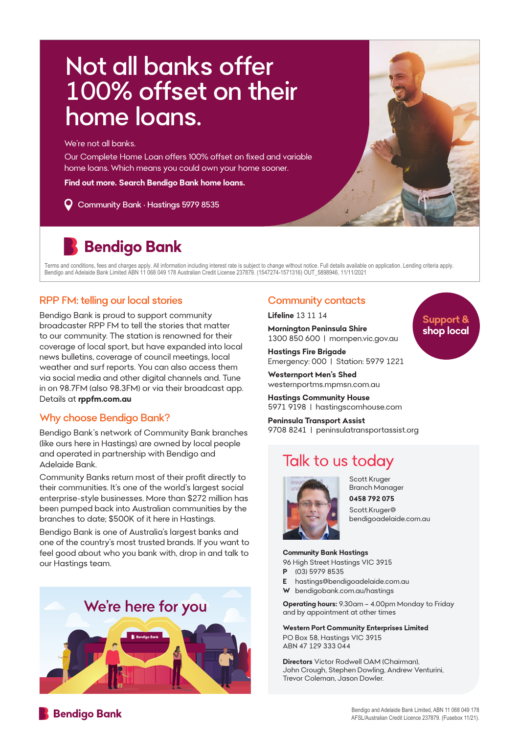# Not all banks offer 100% offset on their home loans.

We're not all banks.

Our Complete Home Loan offers 100% offset on fixed and variable home loans. Which means you could own your home sooner.

**Find out more. Search Bendigo Bank home loans.**

Community Bank · Hastings 5979 8535

**Bendigo Bank**

Terms and conditions, fees and charges apply. All information including interest rate is subject to change without notice. Full details available on application. Lending criteria apply. Bendigo and Adelaide Bank Limited ABN 11 068 049 178 Australian Credit License 237879. (1547274-1571316) OUT_5898946, 11/11/2021

## RPP FM: telling our local stories

Bendigo Bank is proud to support community broadcaster RPP FM to tell the stories that matter to our community. The station is renowned for their coverage of local sport, but have expanded into local news bulletins, coverage of council meetings, local weather and surf reports. You can also access them via social media and other digital channels and. Tune in on 98.7FM (also 98.3FM) or via their broadcast app. Details at **rppfm.com.au**

## Why choose Bendigo Bank?

Bendigo Bank's network of Community Bank branches (like ours here in Hastings) are owned by local people and operated in partnership with Bendigo and Adelaide Bank.

Community Banks return most of their profit directly to their communities. It's one of the world's largest social enterprise-style businesses. More than $272 million has been pumped back into Australian communities by the branches to date; $500K of it here in Hastings.

Bendigo Bank is one of Australia's largest banks and one of the country's most trusted brands. If you want to feel good about who you bank with, drop in and talk to our Hastings team.

We're here for you

## Community contacts

**Support & shop local**

**Lifeline** 13 11 14

**Mornington Peninsula Shire**
1300 850 600 | mornpen.vic.gov.au

**Hastings Fire Brigade**
Emergency: 000 | Station: 5979 1221

**Westernport Men's Shed**
westernportms.mpmsn.com.au

**Hastings Community House**
5971 9198 | hastingscomhouse.com

**Peninsula Transport Assist**
9708 8241 | peninsulatransportassist.org

## Talk to us today

Scott Kruger
Branch Manager
**0458 792 075**
Scott.Kruger@bendigoadelaide.com.au

**Community Bank Hastings**
96 High Street Hastings VIC 3915
**P** (03) 5979 8535
**E** hastings@bendigoadelaide.com.au
**W** bendigobank.com.au/hastings

**Operating hours:** 9.30am – 4.00pm Monday to Friday and by appointment at other times

**Western Port Community Enterprises Limited**
PO Box 58, Hastings VIC 3915
ABN 47 129 333 044

**Directors** Victor Rodwell OAM (Chairman), John Crough, Stephen Dowling, Andrew Venturini, Trevor Coleman, Jason Dowler.

**Bendigo Bank**

Bendigo and Adelaide Bank Limited, ABN 11 068 049 178 AFSL/Australian Credit Licence 237879. (Fusebox 11/21).